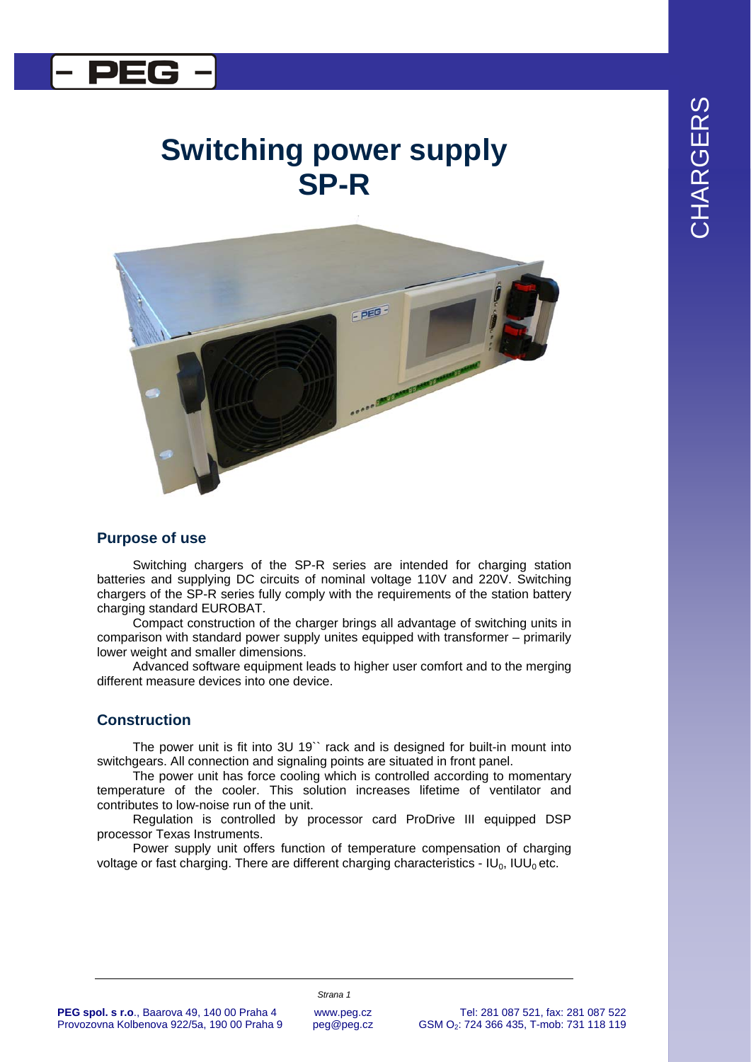# Switching power supply SP-R

## Purpose of use

Switching chargers of the SP-R series are intended for charging station batteries and supplying DC circuits of nominal voltage 110V and 220V. Switching chargers of the SP-R series fully comply with the requirements of the station battery charging standard EUROBAT.

Compact construction of the charger brings all advantage of switching units in comparison with standard power supply unites equipped with transformer – primarily lower weight and smaller dimensions.

Advanced software equipment leads to higher user comfort and to the merging different measure devices into one device.

## Construction

The power unit is fit into 3U 19`` rack and is designed for built-in mount into switchgears. All connection and signaling points are situated in front panel.

The power unit has force cooling which is controlled according to momentary temperature of the cooler. This solution increases lifetime of ventilator and contributes to low-noise run of the unit.

Regulation is controlled by processor card ProDrive III equipped DSP processor Texas Instruments.

Power supply unit offers function of temperature compensation of charging voltage or fast charging. There are different charging characteristics - $IU_0$, $IUU_0$ etc.

**PEG spol. s r.o**., Baarova 49, 140 00 Praha 4
Provozovna Kolbenova 922/5a, 190 00 Praha 9

www.peg.cz
peg@peg.cz

Tel: 281 087 521, fax: 281 087 522
GSM $O_2$: 724 366 435, T-mob: 731 118 119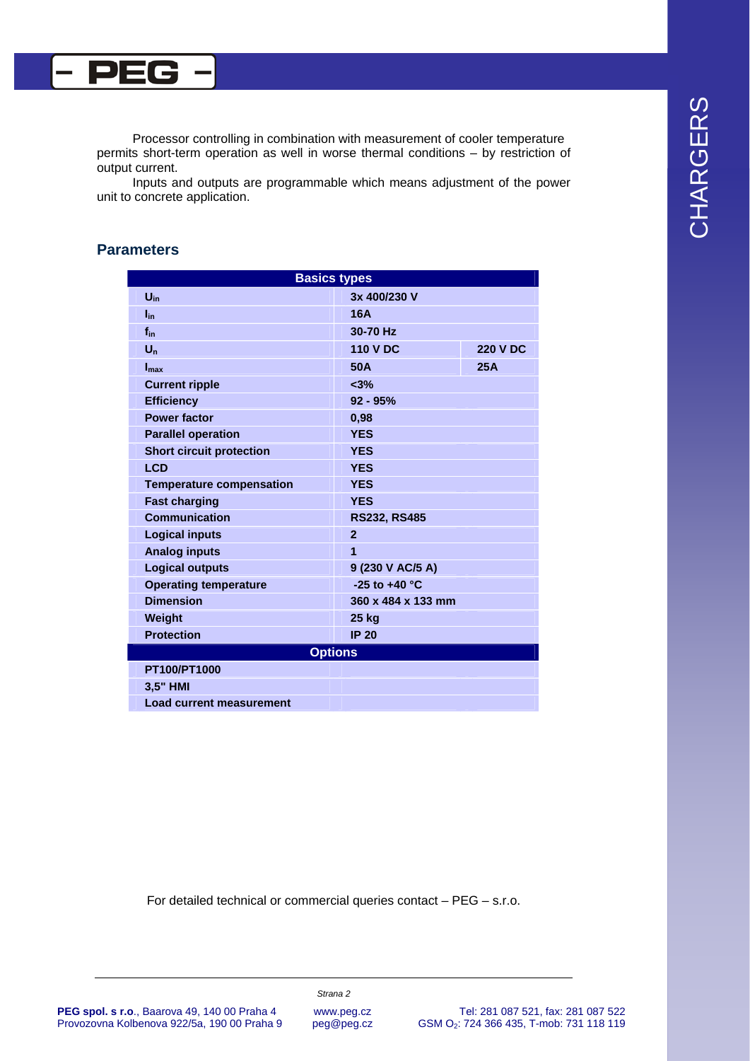Processor controlling in combination with measurement of cooler temperature permits short-term operation as well in worse thermal conditions – by restriction of output current.

Inputs and outputs are programmable which means adjustment of the power unit to concrete application.

## Parameters

| Basics types | | |
|---|---|---|
| $U_{in}$ | 3x 400/230 V | |
| $I_{in}$ | 16A | |
| $f_{in}$ | 30-70 Hz | |
| $U_n$ | 110 V DC | 220 V DC |
| $I_{max}$ | 50A | 25A |
| Current ripple | <3% | |
| Efficiency | 92 - 95% | |
| Power factor | 0,98 | |
| Parallel operation | YES | |
| Short circuit protection | YES | |
| LCD | YES | |
| Temperature compensation | YES | |
| Fast charging | YES | |
| Communication | RS232, RS485 | |
| Logical inputs | 2 | |
| Analog inputs | 1 | |
| Logical outputs | 9 (230 V AC/5 A) | |
| Operating temperature | -25 to +40 °C | |
| Dimension | 360 x 484 x 133 mm | |
| Weight | 25 kg | |
| Protection | IP 20 | |
| **Options** | | |
| PT100/PT1000 | | |
| 3,5" HMI | | |
| Load current measurement | | |

For detailed technical or commercial queries contact – PEG – s.r.o.

**PEG spol. s r.o.**, Baarova 49, 140 00 Praha 4
Provozovna Kolbenova 922/5a, 190 00 Praha 9

www.peg.cz
peg@peg.cz

Tel: 281 087 521, fax: 281 087 522
GSM $O_2$: 724 366 435, T-mob: 731 118 119